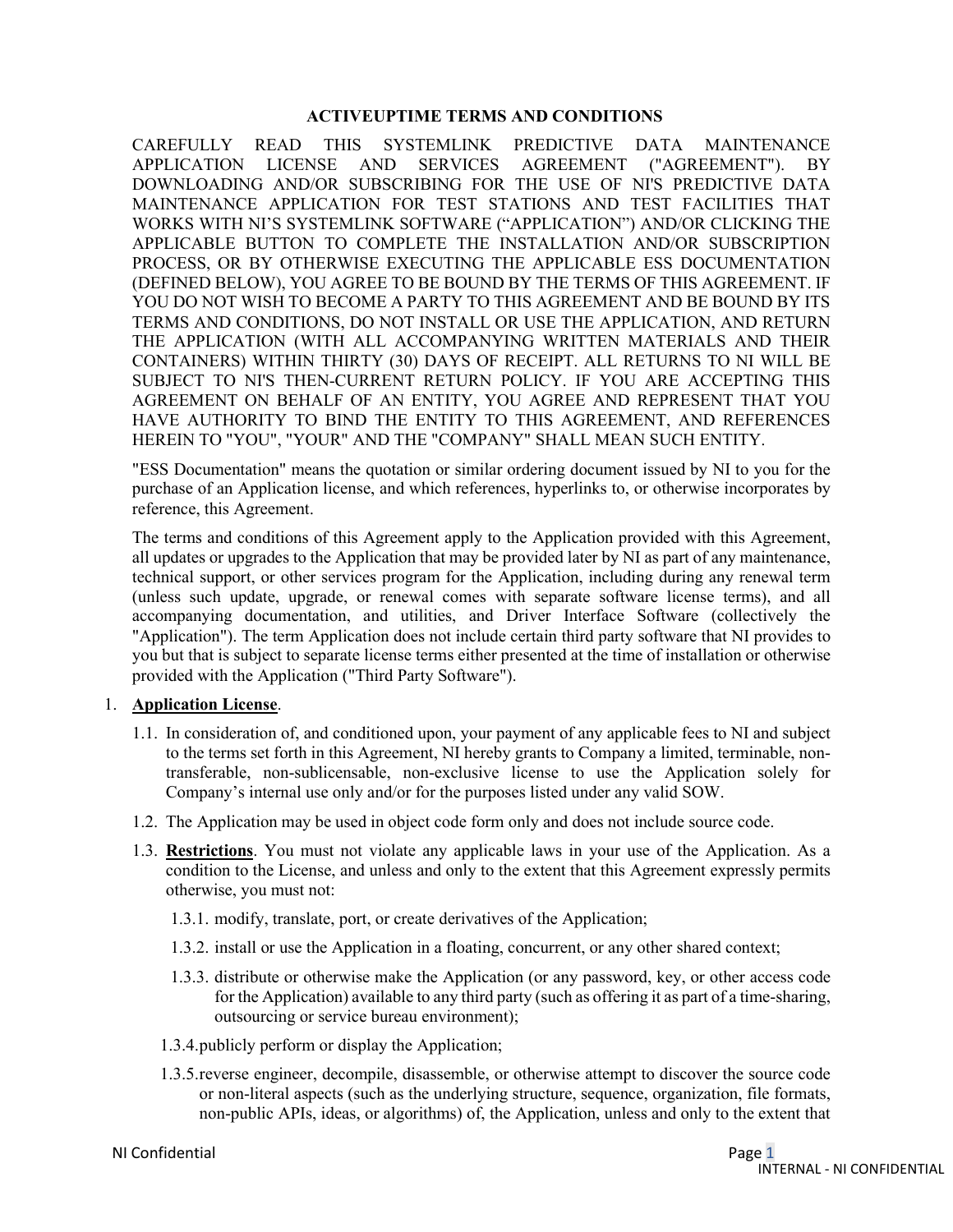# ACTIVEUPTIME TERMS AND CONDITIONS

CAREFULLY READ THIS SYSTEMLINK PREDICTIVE DATA MAINTENANCE APPLICATION LICENSE AND SERVICES AGREEMENT ("AGREEMENT"). BY DOWNLOADING AND/OR SUBSCRIBING FOR THE USE OF NI'S PREDICTIVE DATA MAINTENANCE APPLICATION FOR TEST STATIONS AND TEST FACILITIES THAT WORKS WITH NI'S SYSTEMLINK SOFTWARE ("APPLICATION") AND/OR CLICKING THE APPLICABLE BUTTON TO COMPLETE THE INSTALLATION AND/OR SUBSCRIPTION PROCESS, OR BY OTHERWISE EXECUTING THE APPLICABLE ESS DOCUMENTATION (DEFINED BELOW), YOU AGREE TO BE BOUND BY THE TERMS OF THIS AGREEMENT. IF YOU DO NOT WISH TO BECOME A PARTY TO THIS AGREEMENT AND BE BOUND BY ITS TERMS AND CONDITIONS, DO NOT INSTALL OR USE THE APPLICATION, AND RETURN THE APPLICATION (WITH ALL ACCOMPANYING WRITTEN MATERIALS AND THEIR CONTAINERS) WITHIN THIRTY (30) DAYS OF RECEIPT. ALL RETURNS TO NI WILL BE SUBJECT TO NI'S THEN-CURRENT RETURN POLICY. IF YOU ARE ACCEPTING THIS AGREEMENT ON BEHALF OF AN ENTITY, YOU AGREE AND REPRESENT THAT YOU HAVE AUTHORITY TO BIND THE ENTITY TO THIS AGREEMENT, AND REFERENCES HEREIN TO "YOU", "YOUR" AND THE "COMPANY" SHALL MEAN SUCH ENTITY.

"ESS Documentation" means the quotation or similar ordering document issued by NI to you for the purchase of an Application license, and which references, hyperlinks to, or otherwise incorporates by reference, this Agreement.

The terms and conditions of this Agreement apply to the Application provided with this Agreement, all updates or upgrades to the Application that may be provided later by NI as part of any maintenance, technical support, or other services program for the Application, including during any renewal term (unless such update, upgrade, or renewal comes with separate software license terms), and all accompanying documentation, and utilities, and Driver Interface Software (collectively the "Application"). The term Application does not include certain third party software that NI provides to you but that is subject to separate license terms either presented at the time of installation or otherwise provided with the Application ("Third Party Software").

1. **Application License**.

   1.1. In consideration of, and conditioned upon, your payment of any applicable fees to NI and subject to the terms set forth in this Agreement, NI hereby grants to Company a limited, terminable, non-transferable, non-sublicensable, non-exclusive license to use the Application solely for Company's internal use only and/or for the purposes listed under any valid SOW.

   1.2. The Application may be used in object code form only and does not include source code.

   1.3. **Restrictions**. You must not violate any applicable laws in your use of the Application. As a condition to the License, and unless and only to the extent that this Agreement expressly permits otherwise, you must not:

      1.3.1. modify, translate, port, or create derivatives of the Application;

      1.3.2. install or use the Application in a floating, concurrent, or any other shared context;

      1.3.3. distribute or otherwise make the Application (or any password, key, or other access code for the Application) available to any third party (such as offering it as part of a time-sharing, outsourcing or service bureau environment);

      1.3.4. publicly perform or display the Application;

      1.3.5. reverse engineer, decompile, disassemble, or otherwise attempt to discover the source code or non-literal aspects (such as the underlying structure, sequence, organization, file formats, non-public APIs, ideas, or algorithms) of, the Application, unless and only to the extent that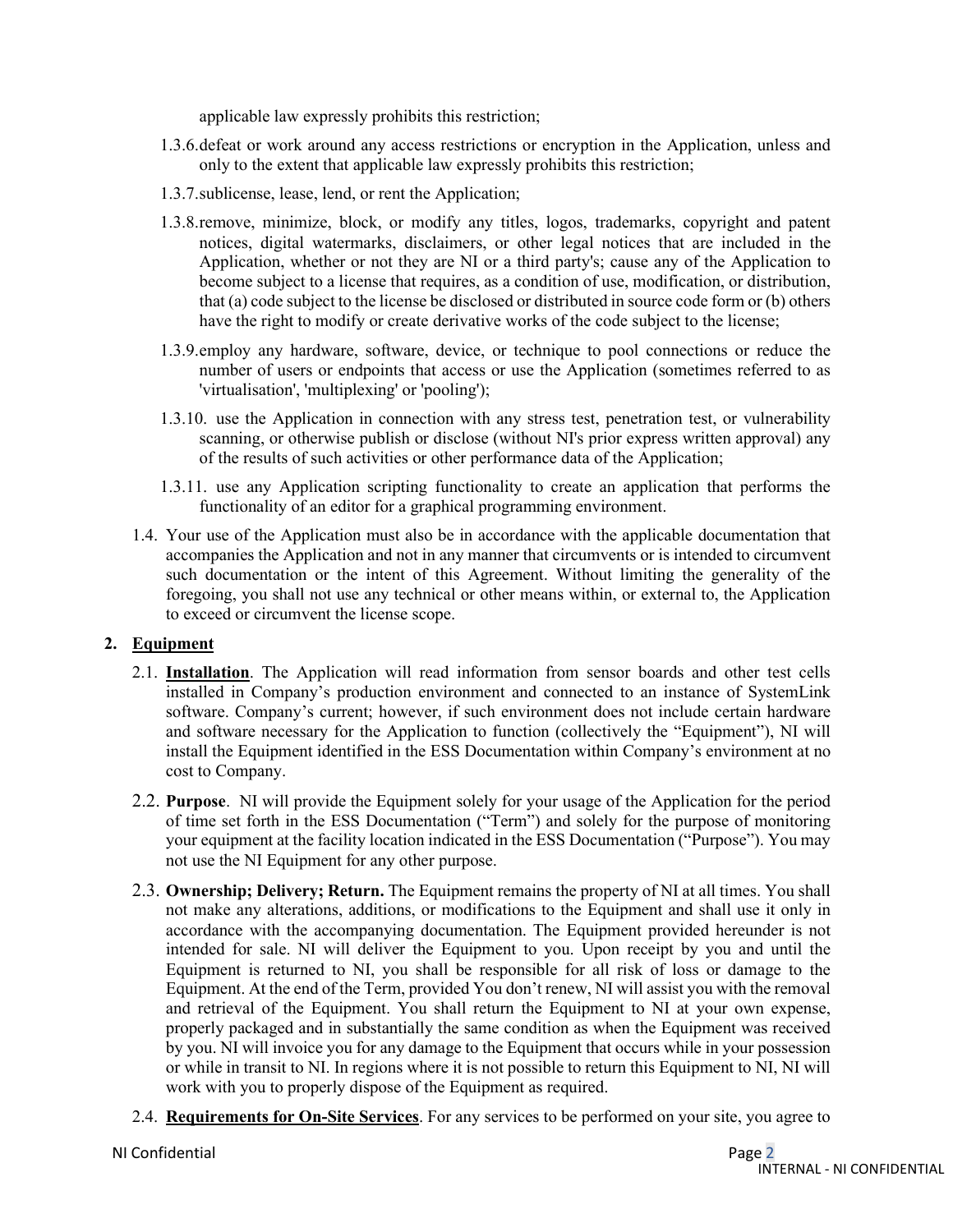applicable law expressly prohibits this restriction;

1.3.6. defeat or work around any access restrictions or encryption in the Application, unless and only to the extent that applicable law expressly prohibits this restriction;

1.3.7. sublicense, lease, lend, or rent the Application;

1.3.8. remove, minimize, block, or modify any titles, logos, trademarks, copyright and patent notices, digital watermarks, disclaimers, or other legal notices that are included in the Application, whether or not they are NI or a third party's; cause any of the Application to become subject to a license that requires, as a condition of use, modification, or distribution, that (a) code subject to the license be disclosed or distributed in source code form or (b) others have the right to modify or create derivative works of the code subject to the license;

1.3.9. employ any hardware, software, device, or technique to pool connections or reduce the number of users or endpoints that access or use the Application (sometimes referred to as 'virtualisation', 'multiplexing' or 'pooling');

1.3.10. use the Application in connection with any stress test, penetration test, or vulnerability scanning, or otherwise publish or disclose (without NI's prior express written approval) any of the results of such activities or other performance data of the Application;

1.3.11. use any Application scripting functionality to create an application that performs the functionality of an editor for a graphical programming environment.

1.4. Your use of the Application must also be in accordance with the applicable documentation that accompanies the Application and not in any manner that circumvents or is intended to circumvent such documentation or the intent of this Agreement. Without limiting the generality of the foregoing, you shall not use any technical or other means within, or external to, the Application to exceed or circumvent the license scope.

## 2. **Equipment**

2.1. **Installation**. The Application will read information from sensor boards and other test cells installed in Company's production environment and connected to an instance of SystemLink software. Company's current; however, if such environment does not include certain hardware and software necessary for the Application to function (collectively the "Equipment"), NI will install the Equipment identified in the ESS Documentation within Company's environment at no cost to Company.

2.2. **Purpose**. NI will provide the Equipment solely for your usage of the Application for the period of time set forth in the ESS Documentation ("Term") and solely for the purpose of monitoring your equipment at the facility location indicated in the ESS Documentation ("Purpose"). You may not use the NI Equipment for any other purpose.

2.3. **Ownership; Delivery; Return.** The Equipment remains the property of NI at all times. You shall not make any alterations, additions, or modifications to the Equipment and shall use it only in accordance with the accompanying documentation. The Equipment provided hereunder is not intended for sale. NI will deliver the Equipment to you. Upon receipt by you and until the Equipment is returned to NI, you shall be responsible for all risk of loss or damage to the Equipment. At the end of the Term, provided You don't renew, NI will assist you with the removal and retrieval of the Equipment. You shall return the Equipment to NI at your own expense, properly packaged and in substantially the same condition as when the Equipment was received by you. NI will invoice you for any damage to the Equipment that occurs while in your possession or while in transit to NI. In regions where it is not possible to return this Equipment to NI, NI will work with you to properly dispose of the Equipment as required.

2.4. **Requirements for On-Site Services**. For any services to be performed on your site, you agree to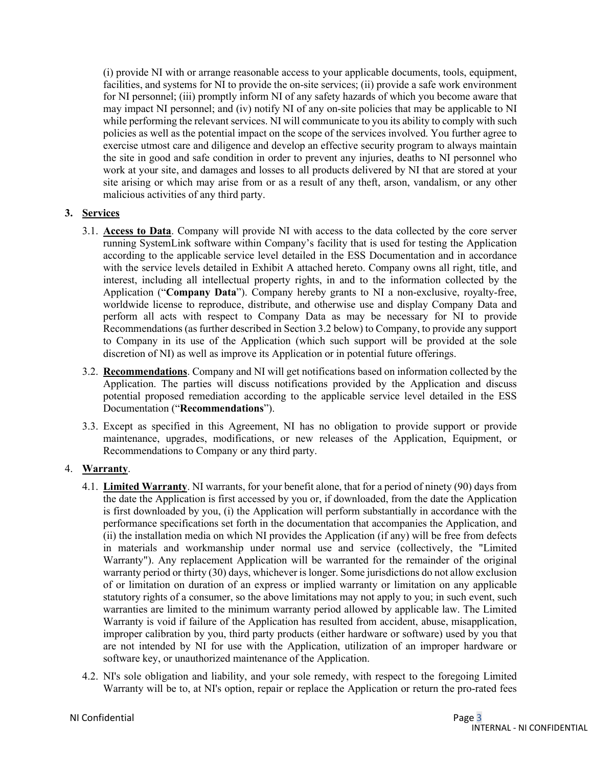(i) provide NI with or arrange reasonable access to your applicable documents, tools, equipment, facilities, and systems for NI to provide the on-site services; (ii) provide a safe work environment for NI personnel; (iii) promptly inform NI of any safety hazards of which you become aware that may impact NI personnel; and (iv) notify NI of any on-site policies that may be applicable to NI while performing the relevant services. NI will communicate to you its ability to comply with such policies as well as the potential impact on the scope of the services involved. You further agree to exercise utmost care and diligence and develop an effective security program to always maintain the site in good and safe condition in order to prevent any injuries, deaths to NI personnel who work at your site, and damages and losses to all products delivered by NI that are stored at your site arising or which may arise from or as a result of any theft, arson, vandalism, or any other malicious activities of any third party.

**3. <u>Services</u>**

3.1. **<u>Access to Data</u>**. Company will provide NI with access to the data collected by the core server running SystemLink software within Company's facility that is used for testing the Application according to the applicable service level detailed in the ESS Documentation and in accordance with the service levels detailed in Exhibit A attached hereto. Company owns all right, title, and interest, including all intellectual property rights, in and to the information collected by the Application ("**Company Data**"). Company hereby grants to NI a non-exclusive, royalty-free, worldwide license to reproduce, distribute, and otherwise use and display Company Data and perform all acts with respect to Company Data as may be necessary for NI to provide Recommendations (as further described in Section 3.2 below) to Company, to provide any support to Company in its use of the Application (which such support will be provided at the sole discretion of NI) as well as improve its Application or in potential future offerings.

3.2. **<u>Recommendations</u>**. Company and NI will get notifications based on information collected by the Application. The parties will discuss notifications provided by the Application and discuss potential proposed remediation according to the applicable service level detailed in the ESS Documentation ("**Recommendations**").

3.3. Except as specified in this Agreement, NI has no obligation to provide support or provide maintenance, upgrades, modifications, or new releases of the Application, Equipment, or Recommendations to Company or any third party.

4. **<u>Warranty</u>**.

4.1. **<u>Limited Warranty</u>**. NI warrants, for your benefit alone, that for a period of ninety (90) days from the date the Application is first accessed by you or, if downloaded, from the date the Application is first downloaded by you, (i) the Application will perform substantially in accordance with the performance specifications set forth in the documentation that accompanies the Application, and (ii) the installation media on which NI provides the Application (if any) will be free from defects in materials and workmanship under normal use and service (collectively, the "Limited Warranty"). Any replacement Application will be warranted for the remainder of the original warranty period or thirty (30) days, whichever is longer. Some jurisdictions do not allow exclusion of or limitation on duration of an express or implied warranty or limitation on any applicable statutory rights of a consumer, so the above limitations may not apply to you; in such event, such warranties are limited to the minimum warranty period allowed by applicable law. The Limited Warranty is void if failure of the Application has resulted from accident, abuse, misapplication, improper calibration by you, third party products (either hardware or software) used by you that are not intended by NI for use with the Application, utilization of an improper hardware or software key, or unauthorized maintenance of the Application.

4.2. NI's sole obligation and liability, and your sole remedy, with respect to the foregoing Limited Warranty will be to, at NI's option, repair or replace the Application or return the pro-rated fees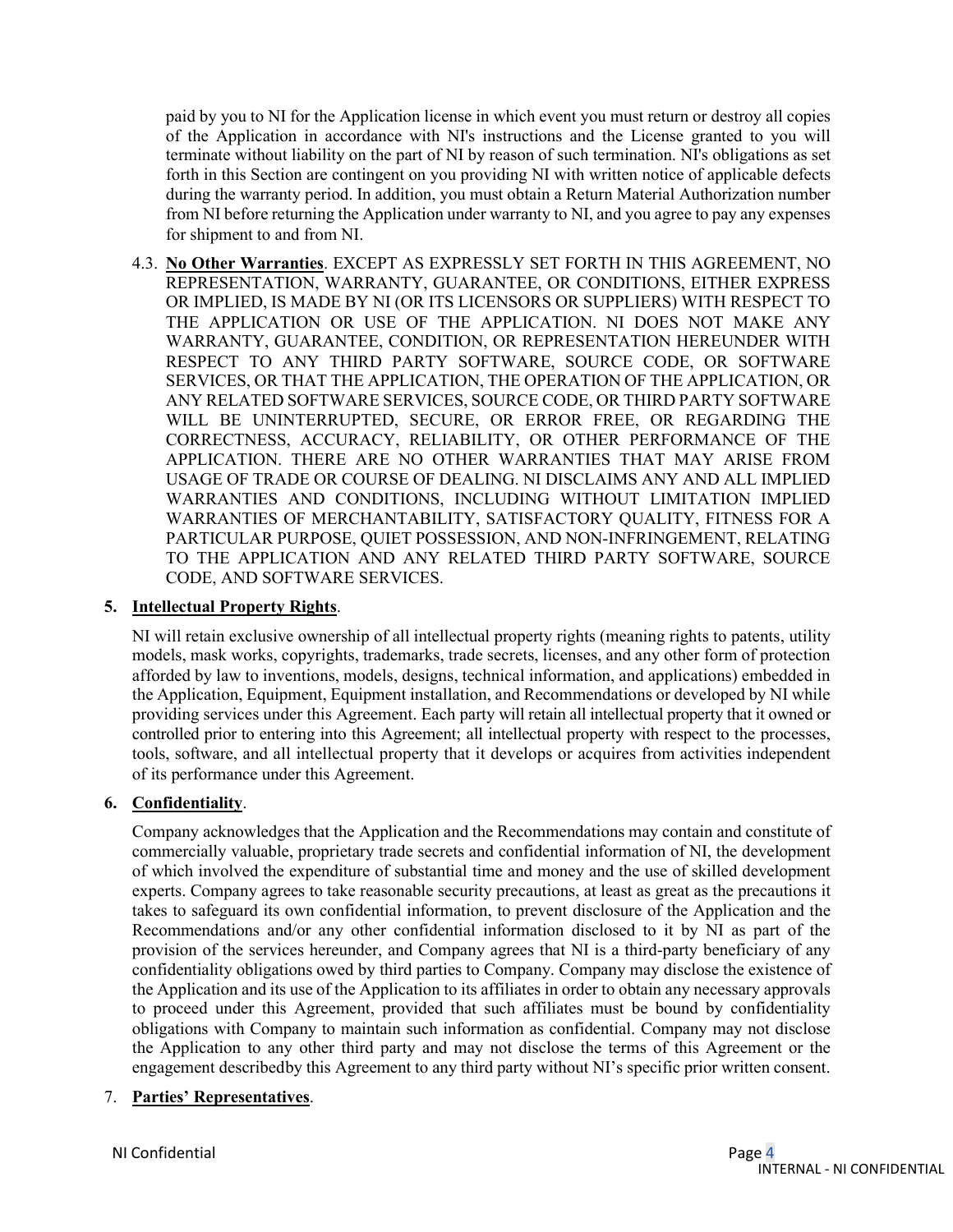paid by you to NI for the Application license in which event you must return or destroy all copies of the Application in accordance with NI's instructions and the License granted to you will terminate without liability on the part of NI by reason of such termination. NI's obligations as set forth in this Section are contingent on you providing NI with written notice of applicable defects during the warranty period. In addition, you must obtain a Return Material Authorization number from NI before returning the Application under warranty to NI, and you agree to pay any expenses for shipment to and from NI.

4.3. **No Other Warranties**. EXCEPT AS EXPRESSLY SET FORTH IN THIS AGREEMENT, NO REPRESENTATION, WARRANTY, GUARANTEE, OR CONDITIONS, EITHER EXPRESS OR IMPLIED, IS MADE BY NI (OR ITS LICENSORS OR SUPPLIERS) WITH RESPECT TO THE APPLICATION OR USE OF THE APPLICATION. NI DOES NOT MAKE ANY WARRANTY, GUARANTEE, CONDITION, OR REPRESENTATION HEREUNDER WITH RESPECT TO ANY THIRD PARTY SOFTWARE, SOURCE CODE, OR SOFTWARE SERVICES, OR THAT THE APPLICATION, THE OPERATION OF THE APPLICATION, OR ANY RELATED SOFTWARE SERVICES, SOURCE CODE, OR THIRD PARTY SOFTWARE WILL BE UNINTERRUPTED, SECURE, OR ERROR FREE, OR REGARDING THE CORRECTNESS, ACCURACY, RELIABILITY, OR OTHER PERFORMANCE OF THE APPLICATION. THERE ARE NO OTHER WARRANTIES THAT MAY ARISE FROM USAGE OF TRADE OR COURSE OF DEALING. NI DISCLAIMS ANY AND ALL IMPLIED WARRANTIES AND CONDITIONS, INCLUDING WITHOUT LIMITATION IMPLIED WARRANTIES OF MERCHANTABILITY, SATISFACTORY QUALITY, FITNESS FOR A PARTICULAR PURPOSE, QUIET POSSESSION, AND NON-INFRINGEMENT, RELATING TO THE APPLICATION AND ANY RELATED THIRD PARTY SOFTWARE, SOURCE CODE, AND SOFTWARE SERVICES.

## 5. Intellectual Property Rights.

NI will retain exclusive ownership of all intellectual property rights (meaning rights to patents, utility models, mask works, copyrights, trademarks, trade secrets, licenses, and any other form of protection afforded by law to inventions, models, designs, technical information, and applications) embedded in the Application, Equipment, Equipment installation, and Recommendations or developed by NI while providing services under this Agreement. Each party will retain all intellectual property that it owned or controlled prior to entering into this Agreement; all intellectual property with respect to the processes, tools, software, and all intellectual property that it develops or acquires from activities independent of its performance under this Agreement.

## 6. Confidentiality.

Company acknowledges that the Application and the Recommendations may contain and constitute of commercially valuable, proprietary trade secrets and confidential information of NI, the development of which involved the expenditure of substantial time and money and the use of skilled development experts. Company agrees to take reasonable security precautions, at least as great as the precautions it takes to safeguard its own confidential information, to prevent disclosure of the Application and the Recommendations and/or any other confidential information disclosed to it by NI as part of the provision of the services hereunder, and Company agrees that NI is a third-party beneficiary of any confidentiality obligations owed by third parties to Company. Company may disclose the existence of the Application and its use of the Application to its affiliates in order to obtain any necessary approvals to proceed under this Agreement, provided that such affiliates must be bound by confidentiality obligations with Company to maintain such information as confidential. Company may not disclose the Application to any other third party and may not disclose the terms of this Agreement or the engagement describedby this Agreement to any third party without NI's specific prior written consent.

## 7. Parties' Representatives.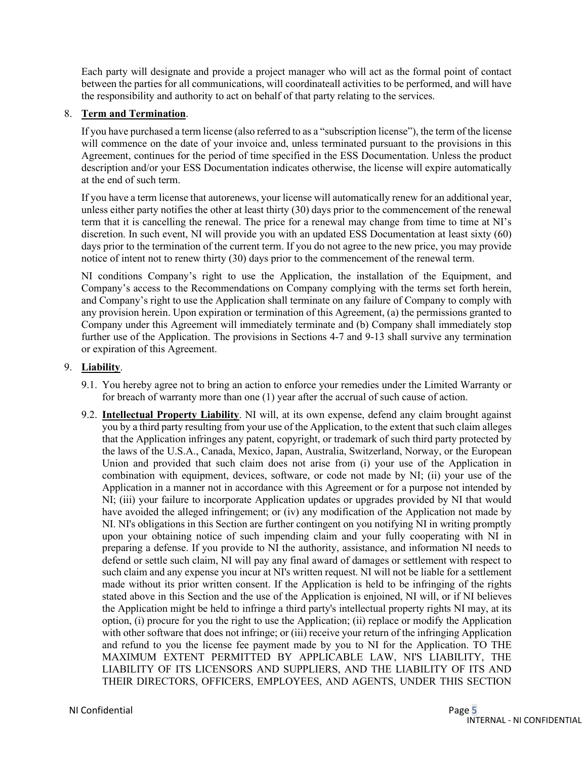Each party will designate and provide a project manager who will act as the formal point of contact between the parties for all communications, will coordinateall activities to be performed, and will have the responsibility and authority to act on behalf of that party relating to the services.

8. **Term and Termination**.

   If you have purchased a term license (also referred to as a "subscription license"), the term of the license will commence on the date of your invoice and, unless terminated pursuant to the provisions in this Agreement, continues for the period of time specified in the ESS Documentation. Unless the product description and/or your ESS Documentation indicates otherwise, the license will expire automatically at the end of such term.

   If you have a term license that autorenews, your license will automatically renew for an additional year, unless either party notifies the other at least thirty (30) days prior to the commencement of the renewal term that it is cancelling the renewal. The price for a renewal may change from time to time at NI's discretion. In such event, NI will provide you with an updated ESS Documentation at least sixty (60) days prior to the termination of the current term. If you do not agree to the new price, you may provide notice of intent not to renew thirty (30) days prior to the commencement of the renewal term.

   NI conditions Company's right to use the Application, the installation of the Equipment, and Company's access to the Recommendations on Company complying with the terms set forth herein, and Company's right to use the Application shall terminate on any failure of Company to comply with any provision herein. Upon expiration or termination of this Agreement, (a) the permissions granted to Company under this Agreement will immediately terminate and (b) Company shall immediately stop further use of the Application. The provisions in Sections 4-7 and 9-13 shall survive any termination or expiration of this Agreement.

9. **Liability**.

   9.1. You hereby agree not to bring an action to enforce your remedies under the Limited Warranty or for breach of warranty more than one (1) year after the accrual of such cause of action.

   9.2. **Intellectual Property Liability**. NI will, at its own expense, defend any claim brought against you by a third party resulting from your use of the Application, to the extent that such claim alleges that the Application infringes any patent, copyright, or trademark of such third party protected by the laws of the U.S.A., Canada, Mexico, Japan, Australia, Switzerland, Norway, or the European Union and provided that such claim does not arise from (i) your use of the Application in combination with equipment, devices, software, or code not made by NI; (ii) your use of the Application in a manner not in accordance with this Agreement or for a purpose not intended by NI; (iii) your failure to incorporate Application updates or upgrades provided by NI that would have avoided the alleged infringement; or (iv) any modification of the Application not made by NI. NI's obligations in this Section are further contingent on you notifying NI in writing promptly upon your obtaining notice of such impending claim and your fully cooperating with NI in preparing a defense. If you provide to NI the authority, assistance, and information NI needs to defend or settle such claim, NI will pay any final award of damages or settlement with respect to such claim and any expense you incur at NI's written request. NI will not be liable for a settlement made without its prior written consent. If the Application is held to be infringing of the rights stated above in this Section and the use of the Application is enjoined, NI will, or if NI believes the Application might be held to infringe a third party's intellectual property rights NI may, at its option, (i) procure for you the right to use the Application; (ii) replace or modify the Application with other software that does not infringe; or (iii) receive your return of the infringing Application and refund to you the license fee payment made by you to NI for the Application. TO THE MAXIMUM EXTENT PERMITTED BY APPLICABLE LAW, NI'S LIABILITY, THE LIABILITY OF ITS LICENSORS AND SUPPLIERS, AND THE LIABILITY OF ITS AND THEIR DIRECTORS, OFFICERS, EMPLOYEES, AND AGENTS, UNDER THIS SECTION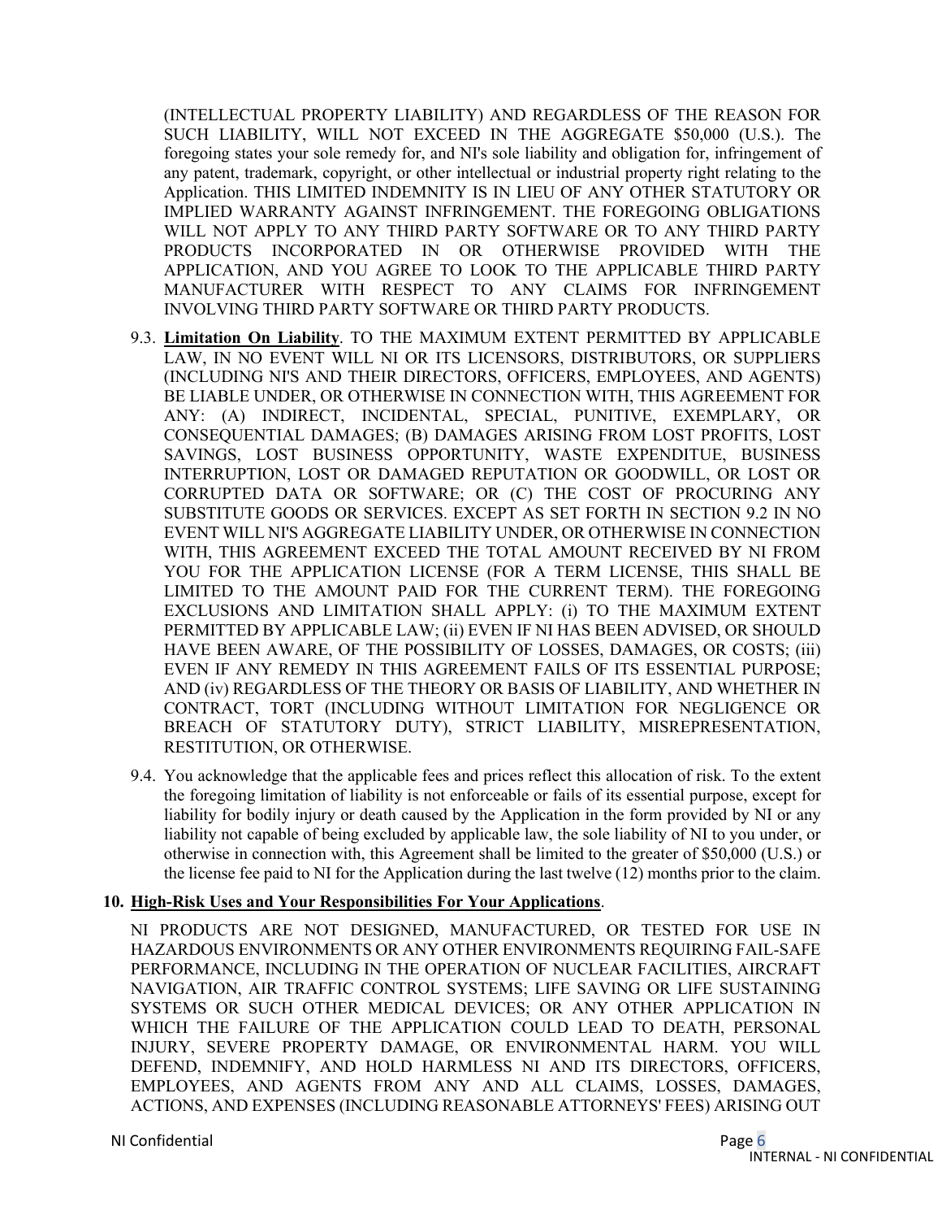(INTELLECTUAL PROPERTY LIABILITY) AND REGARDLESS OF THE REASON FOR SUCH LIABILITY, WILL NOT EXCEED IN THE AGGREGATE $50,000 (U.S.). The foregoing states your sole remedy for, and NI's sole liability and obligation for, infringement of any patent, trademark, copyright, or other intellectual or industrial property right relating to the Application. THIS LIMITED INDEMNITY IS IN LIEU OF ANY OTHER STATUTORY OR IMPLIED WARRANTY AGAINST INFRINGEMENT. THE FOREGOING OBLIGATIONS WILL NOT APPLY TO ANY THIRD PARTY SOFTWARE OR TO ANY THIRD PARTY PRODUCTS INCORPORATED IN OR OTHERWISE PROVIDED WITH THE APPLICATION, AND YOU AGREE TO LOOK TO THE APPLICABLE THIRD PARTY MANUFACTURER WITH RESPECT TO ANY CLAIMS FOR INFRINGEMENT INVOLVING THIRD PARTY SOFTWARE OR THIRD PARTY PRODUCTS.

9.3. **Limitation On Liability**. TO THE MAXIMUM EXTENT PERMITTED BY APPLICABLE LAW, IN NO EVENT WILL NI OR ITS LICENSORS, DISTRIBUTORS, OR SUPPLIERS (INCLUDING NI'S AND THEIR DIRECTORS, OFFICERS, EMPLOYEES, AND AGENTS) BE LIABLE UNDER, OR OTHERWISE IN CONNECTION WITH, THIS AGREEMENT FOR ANY: (A) INDIRECT, INCIDENTAL, SPECIAL, PUNITIVE, EXEMPLARY, OR CONSEQUENTIAL DAMAGES; (B) DAMAGES ARISING FROM LOST PROFITS, LOST SAVINGS, LOST BUSINESS OPPORTUNITY, WASTE EXPENDITUE, BUSINESS INTERRUPTION, LOST OR DAMAGED REPUTATION OR GOODWILL, OR LOST OR CORRUPTED DATA OR SOFTWARE; OR (C) THE COST OF PROCURING ANY SUBSTITUTE GOODS OR SERVICES. EXCEPT AS SET FORTH IN SECTION 9.2 IN NO EVENT WILL NI'S AGGREGATE LIABILITY UNDER, OR OTHERWISE IN CONNECTION WITH, THIS AGREEMENT EXCEED THE TOTAL AMOUNT RECEIVED BY NI FROM YOU FOR THE APPLICATION LICENSE (FOR A TERM LICENSE, THIS SHALL BE LIMITED TO THE AMOUNT PAID FOR THE CURRENT TERM). THE FOREGOING EXCLUSIONS AND LIMITATION SHALL APPLY: (i) TO THE MAXIMUM EXTENT PERMITTED BY APPLICABLE LAW; (ii) EVEN IF NI HAS BEEN ADVISED, OR SHOULD HAVE BEEN AWARE, OF THE POSSIBILITY OF LOSSES, DAMAGES, OR COSTS; (iii) EVEN IF ANY REMEDY IN THIS AGREEMENT FAILS OF ITS ESSENTIAL PURPOSE; AND (iv) REGARDLESS OF THE THEORY OR BASIS OF LIABILITY, AND WHETHER IN CONTRACT, TORT (INCLUDING WITHOUT LIMITATION FOR NEGLIGENCE OR BREACH OF STATUTORY DUTY), STRICT LIABILITY, MISREPRESENTATION, RESTITUTION, OR OTHERWISE.

9.4. You acknowledge that the applicable fees and prices reflect this allocation of risk. To the extent the foregoing limitation of liability is not enforceable or fails of its essential purpose, except for liability for bodily injury or death caused by the Application in the form provided by NI or any liability not capable of being excluded by applicable law, the sole liability of NI to you under, or otherwise in connection with, this Agreement shall be limited to the greater of $50,000 (U.S.) or the license fee paid to NI for the Application during the last twelve (12) months prior to the claim.

**10. High-Risk Uses and Your Responsibilities For Your Applications**.

NI PRODUCTS ARE NOT DESIGNED, MANUFACTURED, OR TESTED FOR USE IN HAZARDOUS ENVIRONMENTS OR ANY OTHER ENVIRONMENTS REQUIRING FAIL-SAFE PERFORMANCE, INCLUDING IN THE OPERATION OF NUCLEAR FACILITIES, AIRCRAFT NAVIGATION, AIR TRAFFIC CONTROL SYSTEMS; LIFE SAVING OR LIFE SUSTAINING SYSTEMS OR SUCH OTHER MEDICAL DEVICES; OR ANY OTHER APPLICATION IN WHICH THE FAILURE OF THE APPLICATION COULD LEAD TO DEATH, PERSONAL INJURY, SEVERE PROPERTY DAMAGE, OR ENVIRONMENTAL HARM. YOU WILL DEFEND, INDEMNIFY, AND HOLD HARMLESS NI AND ITS DIRECTORS, OFFICERS, EMPLOYEES, AND AGENTS FROM ANY AND ALL CLAIMS, LOSSES, DAMAGES, ACTIONS, AND EXPENSES (INCLUDING REASONABLE ATTORNEYS' FEES) ARISING OUT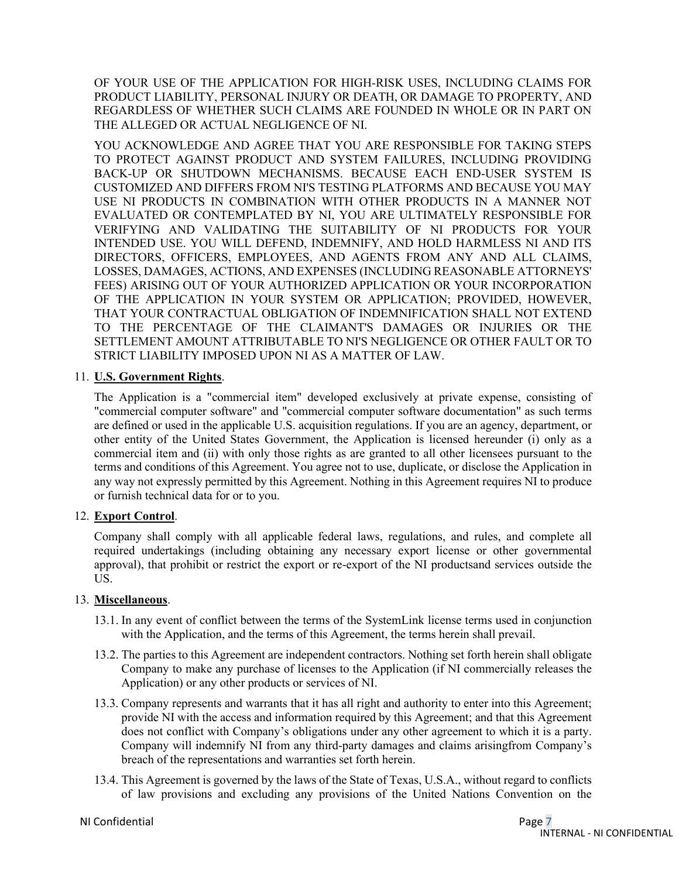OF YOUR USE OF THE APPLICATION FOR HIGH-RISK USES, INCLUDING CLAIMS FOR PRODUCT LIABILITY, PERSONAL INJURY OR DEATH, OR DAMAGE TO PROPERTY, AND REGARDLESS OF WHETHER SUCH CLAIMS ARE FOUNDED IN WHOLE OR IN PART ON THE ALLEGED OR ACTUAL NEGLIGENCE OF NI.

YOU ACKNOWLEDGE AND AGREE THAT YOU ARE RESPONSIBLE FOR TAKING STEPS TO PROTECT AGAINST PRODUCT AND SYSTEM FAILURES, INCLUDING PROVIDING BACK-UP OR SHUTDOWN MECHANISMS. BECAUSE EACH END-USER SYSTEM IS CUSTOMIZED AND DIFFERS FROM NI'S TESTING PLATFORMS AND BECAUSE YOU MAY USE NI PRODUCTS IN COMBINATION WITH OTHER PRODUCTS IN A MANNER NOT EVALUATED OR CONTEMPLATED BY NI, YOU ARE ULTIMATELY RESPONSIBLE FOR VERIFYING AND VALIDATING THE SUITABILITY OF NI PRODUCTS FOR YOUR INTENDED USE. YOU WILL DEFEND, INDEMNIFY, AND HOLD HARMLESS NI AND ITS DIRECTORS, OFFICERS, EMPLOYEES, AND AGENTS FROM ANY AND ALL CLAIMS, LOSSES, DAMAGES, ACTIONS, AND EXPENSES (INCLUDING REASONABLE ATTORNEYS' FEES) ARISING OUT OF YOUR AUTHORIZED APPLICATION OR YOUR INCORPORATION OF THE APPLICATION IN YOUR SYSTEM OR APPLICATION; PROVIDED, HOWEVER, THAT YOUR CONTRACTUAL OBLIGATION OF INDEMNIFICATION SHALL NOT EXTEND TO THE PERCENTAGE OF THE CLAIMANT'S DAMAGES OR INJURIES OR THE SETTLEMENT AMOUNT ATTRIBUTABLE TO NI'S NEGLIGENCE OR OTHER FAULT OR TO STRICT LIABILITY IMPOSED UPON NI AS A MATTER OF LAW.

11. **U.S. Government Rights**.

The Application is a "commercial item" developed exclusively at private expense, consisting of "commercial computer software" and "commercial computer software documentation" as such terms are defined or used in the applicable U.S. acquisition regulations. If you are an agency, department, or other entity of the United States Government, the Application is licensed hereunder (i) only as a commercial item and (ii) with only those rights as are granted to all other licensees pursuant to the terms and conditions of this Agreement. You agree not to use, duplicate, or disclose the Application in any way not expressly permitted by this Agreement. Nothing in this Agreement requires NI to produce or furnish technical data for or to you.

12. **Export Control**.

Company shall comply with all applicable federal laws, regulations, and rules, and complete all required undertakings (including obtaining any necessary export license or other governmental approval), that prohibit or restrict the export or re-export of the NI productsand services outside the US.

13. **Miscellaneous**.

13.1. In any event of conflict between the terms of the SystemLink license terms used in conjunction with the Application, and the terms of this Agreement, the terms herein shall prevail.

13.2. The parties to this Agreement are independent contractors. Nothing set forth herein shall obligate Company to make any purchase of licenses to the Application (if NI commercially releases the Application) or any other products or services of NI.

13.3. Company represents and warrants that it has all right and authority to enter into this Agreement; provide NI with the access and information required by this Agreement; and that this Agreement does not conflict with Company's obligations under any other agreement to which it is a party. Company will indemnify NI from any third-party damages and claims arisingfrom Company's breach of the representations and warranties set forth herein.

13.4. This Agreement is governed by the laws of the State of Texas, U.S.A., without regard to conflicts of law provisions and excluding any provisions of the United Nations Convention on the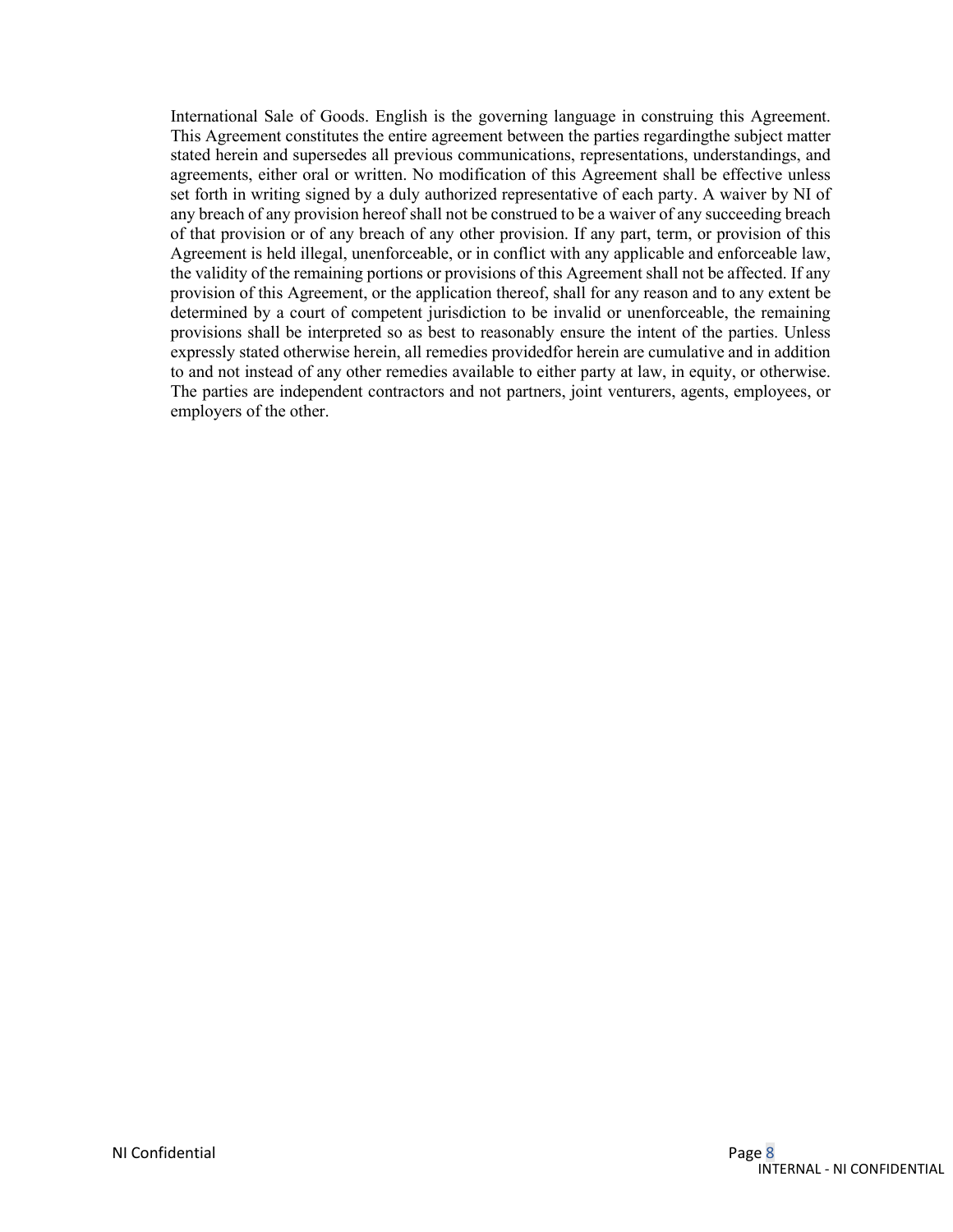International Sale of Goods. English is the governing language in construing this Agreement. This Agreement constitutes the entire agreement between the parties regardingthe subject matter stated herein and supersedes all previous communications, representations, understandings, and agreements, either oral or written. No modification of this Agreement shall be effective unless set forth in writing signed by a duly authorized representative of each party. A waiver by NI of any breach of any provision hereof shall not be construed to be a waiver of any succeeding breach of that provision or of any breach of any other provision. If any part, term, or provision of this Agreement is held illegal, unenforceable, or in conflict with any applicable and enforceable law, the validity of the remaining portions or provisions of this Agreement shall not be affected. If any provision of this Agreement, or the application thereof, shall for any reason and to any extent be determined by a court of competent jurisdiction to be invalid or unenforceable, the remaining provisions shall be interpreted so as best to reasonably ensure the intent of the parties. Unless expressly stated otherwise herein, all remedies providedfor herein are cumulative and in addition to and not instead of any other remedies available to either party at law, in equity, or otherwise. The parties are independent contractors and not partners, joint venturers, agents, employees, or employers of the other.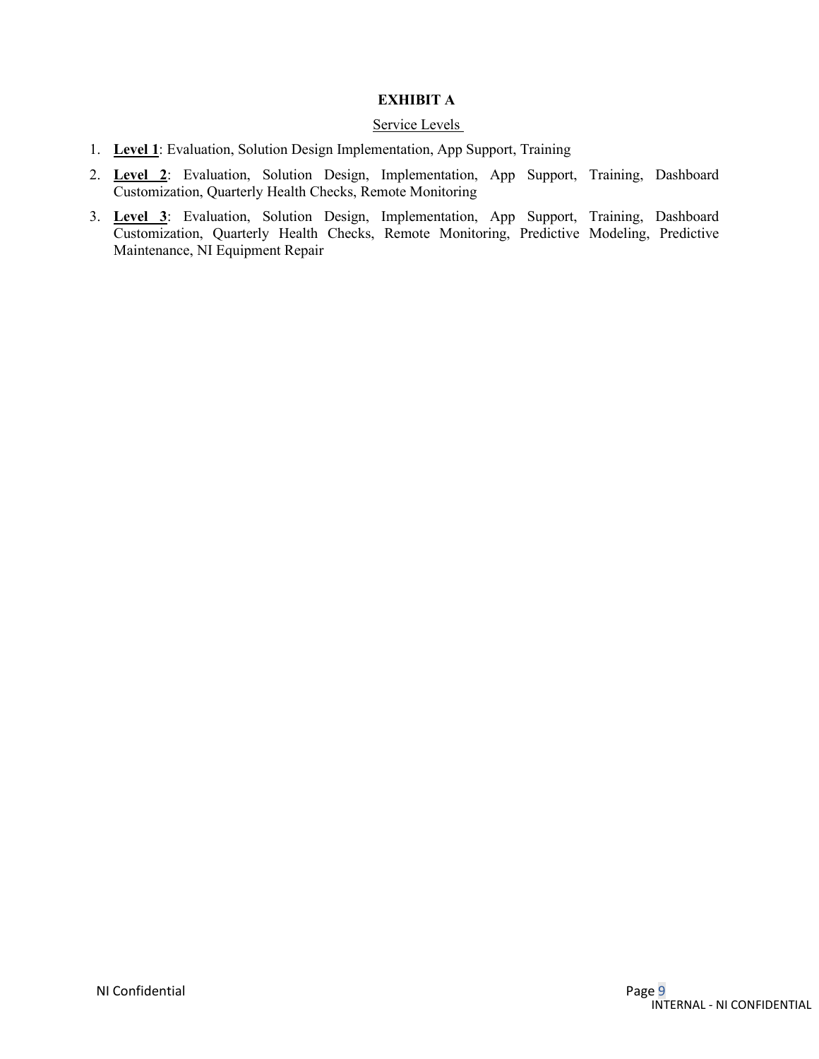**EXHIBIT A**

Service Levels

1. **Level 1**: Evaluation, Solution Design Implementation, App Support, Training
2. **Level 2**: Evaluation, Solution Design, Implementation, App Support, Training, Dashboard Customization, Quarterly Health Checks, Remote Monitoring
3. **Level 3**: Evaluation, Solution Design, Implementation, App Support, Training, Dashboard Customization, Quarterly Health Checks, Remote Monitoring, Predictive Modeling, Predictive Maintenance, NI Equipment Repair